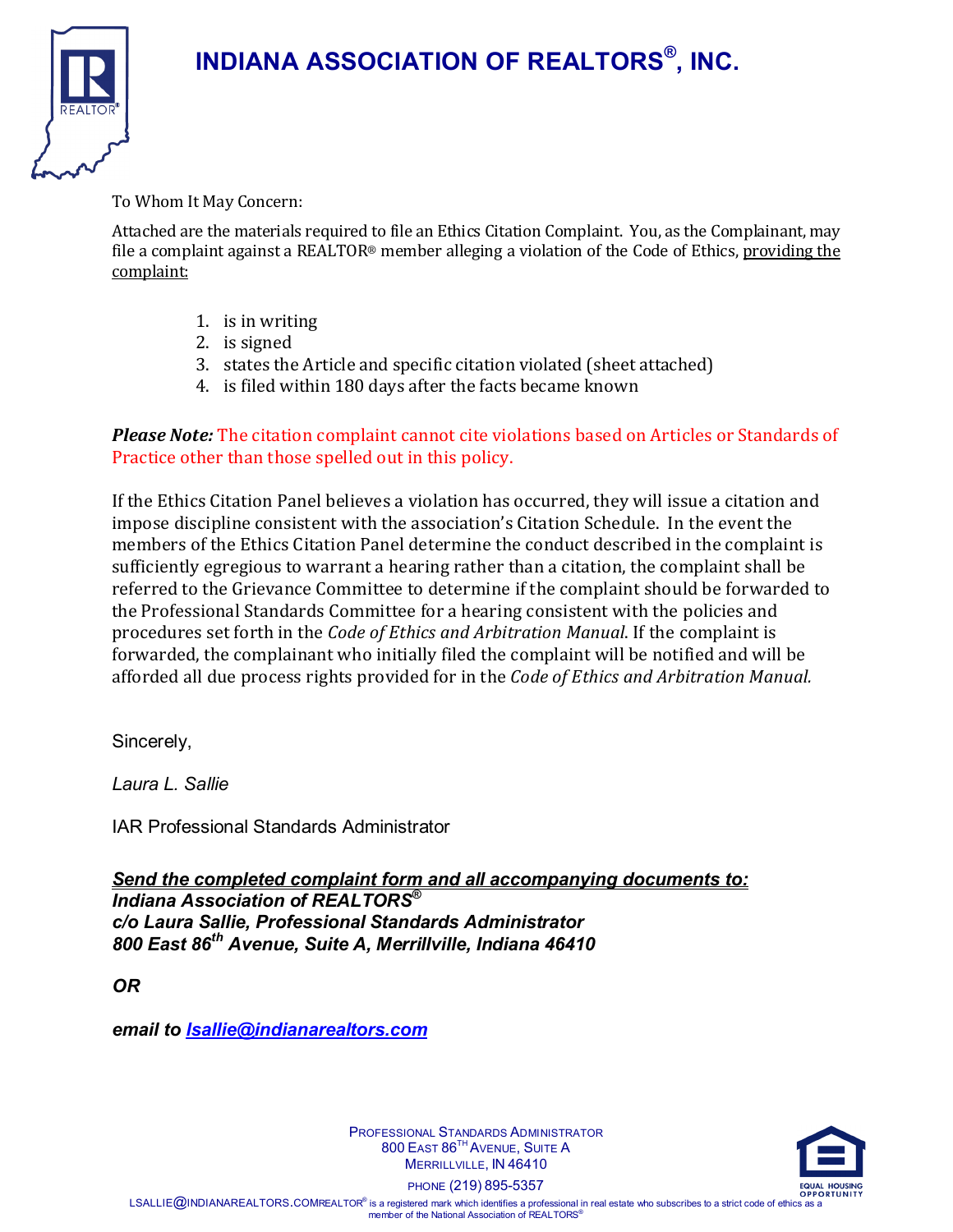# INDIANA ASSOCIATION OF REALTORS®, INC.

To Whom It May Concern:

Attached are the materials required to file an Ethics Citation Complaint. You, as the Complainant, may file a complaint against a REALTOR® member alleging a violation of the Code of Ethics, providing the complaint:

1. is in writing
2. is signed
3. states the Article and specific citation violated (sheet attached)
4. is filed within 180 days after the facts became known

***Please Note:*** The citation complaint cannot cite violations based on Articles or Standards of Practice other than those spelled out in this policy.

If the Ethics Citation Panel believes a violation has occurred, they will issue a citation and impose discipline consistent with the association's Citation Schedule. In the event the members of the Ethics Citation Panel determine the conduct described in the complaint is sufficiently egregious to warrant a hearing rather than a citation, the complaint shall be referred to the Grievance Committee to determine if the complaint should be forwarded to the Professional Standards Committee for a hearing consistent with the policies and procedures set forth in the *Code of Ethics and Arbitration Manual*. If the complaint is forwarded, the complainant who initially filed the complaint will be notified and will be afforded all due process rights provided for in the *Code of Ethics and Arbitration Manual.*

Sincerely,

*Laura L. Sallie*

IAR Professional Standards Administrator

***Send the completed complaint form and all accompanying documents to:***
***Indiana Association of REALTORS®***
***c/o Laura Sallie, Professional Standards Administrator***
***800 East 86th Avenue, Suite A, Merrillville, Indiana 46410***

***OR***

***email to lsallie@indianarealtors.com***

PROFESSIONAL STANDARDS ADMINISTRATOR
800 EAST 86TH AVENUE, SUITE A
MERRILLVILLE, IN 46410
PHONE (219) 895-5357
LSALLIE@INDIANAREALTORS.COM

REALTOR® is a registered mark which identifies a professional in real estate who subscribes to a strict code of ethics as a member of the National Association of REALTORS®

EQUAL HOUSING OPPORTUNITY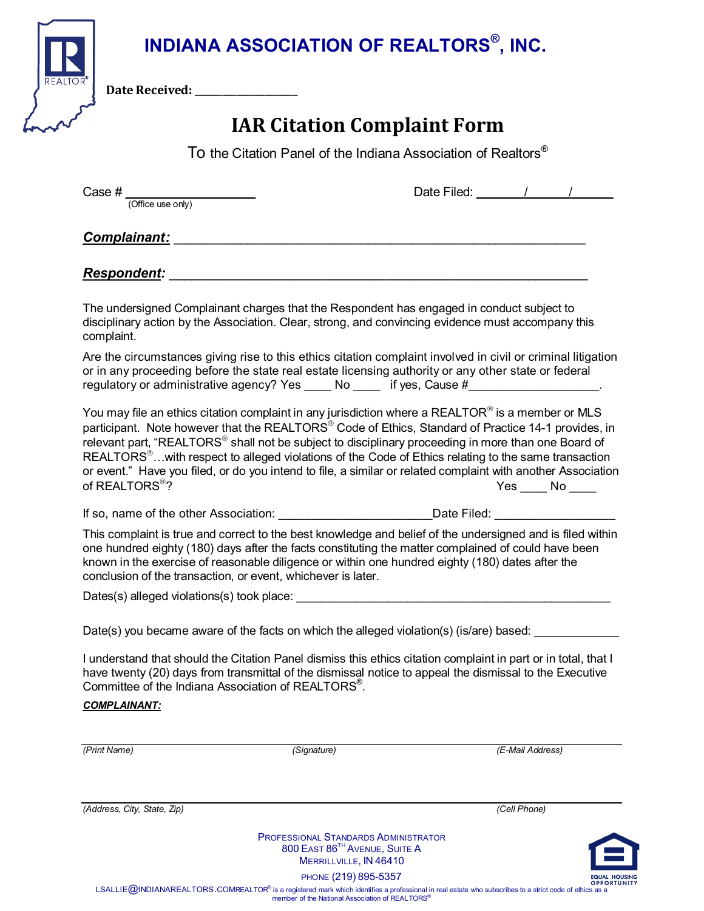# INDIANA ASSOCIATION OF REALTORS®, INC.

**Date Received:** ___________________

## IAR Citation Complaint Form

To the Citation Panel of the Indiana Association of Realtors®

Case # ___________________ (Office use only)

Date Filed: ______/______/______

***Complainant:*** ___________________________________________________________

***Respondent:*** ___________________________________________________________

The undersigned Complainant charges that the Respondent has engaged in conduct subject to disciplinary action by the Association. Clear, strong, and convincing evidence must accompany this complaint.

Are the circumstances giving rise to this ethics citation complaint involved in civil or criminal litigation or in any proceeding before the state real estate licensing authority or any other state or federal regulatory or administrative agency? Yes ____ No ____ if yes, Cause #___________________.

You may file an ethics citation complaint in any jurisdiction where a REALTOR® is a member or MLS participant. Note however that the REALTORS® Code of Ethics, Standard of Practice 14-1 provides, in relevant part, "REALTORS® shall not be subject to disciplinary proceeding in more than one Board of REALTORS®…with respect to alleged violations of the Code of Ethics relating to the same transaction or event." Have you filed, or do you intend to file, a similar or related complaint with another Association of REALTORS®? Yes ____ No ____

If so, name of the other Association: ______________________ Date Filed: __________________

This complaint is true and correct to the best knowledge and belief of the undersigned and is filed within one hundred eighty (180) days after the facts constituting the matter complained of could have been known in the exercise of reasonable diligence or within one hundred eighty (180) dates after the conclusion of the transaction, or event, whichever is later.

Dates(s) alleged violations(s) took place: ______________________________________________

Date(s) you became aware of the facts on which the alleged violation(s) (is/are) based: ____________

I understand that should the Citation Panel dismiss this ethics citation complaint in part or in total, that I have twenty (20) days from transmittal of the dismissal notice to appeal the dismissal to the Executive Committee of the Indiana Association of REALTORS®.

***COMPLAINANT:***

_________________________________________________________________________________

*(Print Name)* *(Signature)* *(E-Mail Address)*

_________________________________________________________________________________

*(Address, City, State, Zip)* *(Cell Phone)*

PROFESSIONAL STANDARDS ADMINISTRATOR
800 EAST 86TH AVENUE, SUITE A
MERRILLVILLE, IN 46410
PHONE (219) 895-5357
LSALLIE@INDIANAREALTORS.COM

REALTOR® is a registered mark which identifies a professional in real estate who subscribes to a strict code of ethics as a member of the National Association of REALTORS®

EQUAL HOUSING OPPORTUNITY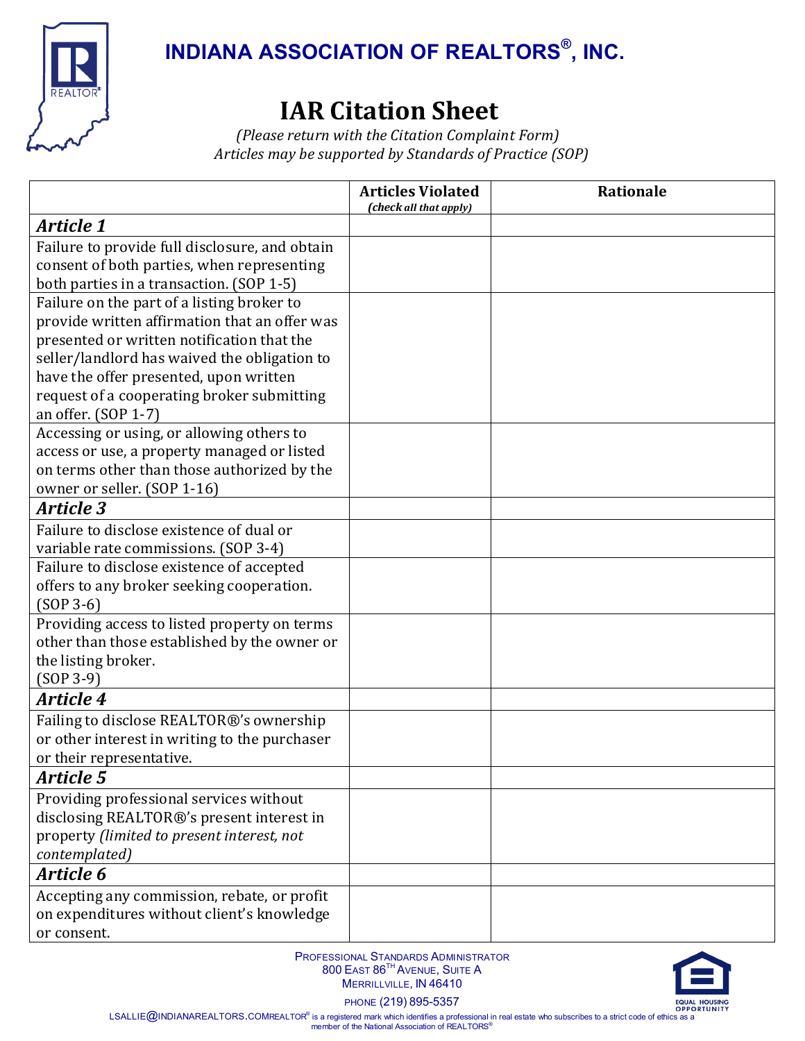# INDIANA ASSOCIATION OF REALTORS®, INC.

# IAR Citation Sheet

*(Please return with the Citation Complaint Form)*
*Articles may be supported by Standards of Practice (SOP)*

| | Articles Violated *(check all that apply)* | Rationale |
|---|---|---|
| ***Article 1*** | | |
| Failure to provide full disclosure, and obtain consent of both parties, when representing both parties in a transaction. (SOP 1-5) | | |
| Failure on the part of a listing broker to provide written affirmation that an offer was presented or written notification that the seller/landlord has waived the obligation to have the offer presented, upon written request of a cooperating broker submitting an offer. (SOP 1-7) | | |
| Accessing or using, or allowing others to access or use, a property managed or listed on terms other than those authorized by the owner or seller. (SOP 1-16) | | |
| ***Article 3*** | | |
| Failure to disclose existence of dual or variable rate commissions. (SOP 3-4) | | |
| Failure to disclose existence of accepted offers to any broker seeking cooperation. (SOP 3-6) | | |
| Providing access to listed property on terms other than those established by the owner or the listing broker. (SOP 3-9) | | |
| ***Article 4*** | | |
| Failing to disclose REALTOR®'s ownership or other interest in writing to the purchaser or their representative. | | |
| ***Article 5*** | | |
| Providing professional services without disclosing REALTOR®'s present interest in property *(limited to present interest, not contemplated)* | | |
| ***Article 6*** | | |
| Accepting any commission, rebate, or profit on expenditures without client's knowledge or consent. | | |

PROFESSIONAL STANDARDS ADMINISTRATOR
800 EAST 86TH AVENUE, SUITE A
MERRILLVILLE, IN 46410
PHONE (219) 895-5357
LSALLIE@INDIANAREALTORS.COM

REALTOR® is a registered mark which identifies a professional in real estate who subscribes to a strict code of ethics as a member of the National Association of REALTORS®

EQUAL HOUSING OPPORTUNITY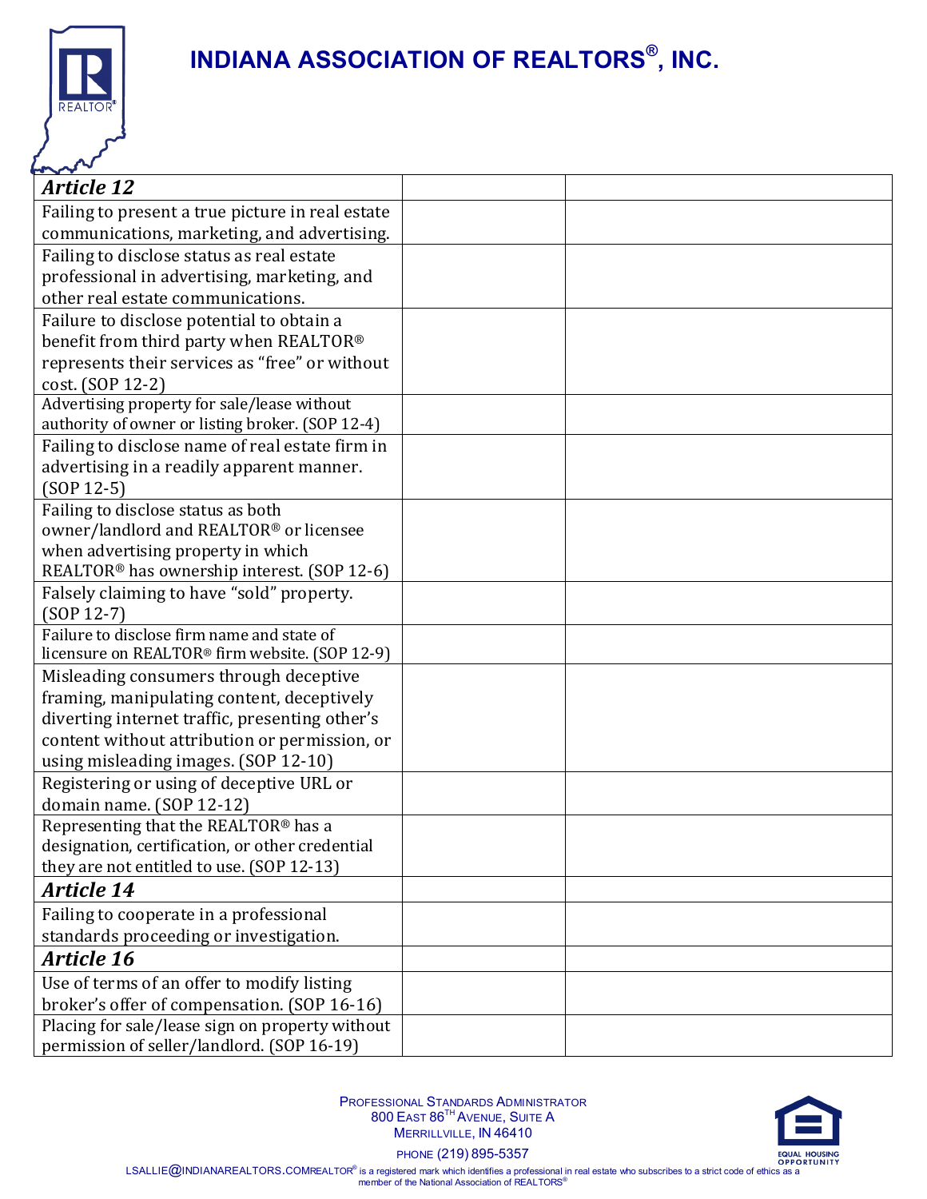# INDIANA ASSOCIATION OF REALTORS®, INC.

| | | |
|---|---|---|
| ***Article 12*** | | |
| Failing to present a true picture in real estate communications, marketing, and advertising. | | |
| Failing to disclose status as real estate professional in advertising, marketing, and other real estate communications. | | |
| Failure to disclose potential to obtain a benefit from third party when REALTOR® represents their services as "free" or without cost. (SOP 12-2) | | |
| Advertising property for sale/lease without authority of owner or listing broker. (SOP 12-4) | | |
| Failing to disclose name of real estate firm in advertising in a readily apparent manner. (SOP 12-5) | | |
| Failing to disclose status as both owner/landlord and REALTOR® or licensee when advertising property in which REALTOR® has ownership interest. (SOP 12-6) | | |
| Falsely claiming to have "sold" property. (SOP 12-7) | | |
| Failure to disclose firm name and state of licensure on REALTOR® firm website. (SOP 12-9) | | |
| Misleading consumers through deceptive framing, manipulating content, deceptively diverting internet traffic, presenting other's content without attribution or permission, or using misleading images. (SOP 12-10) | | |
| Registering or using of deceptive URL or domain name. (SOP 12-12) | | |
| Representing that the REALTOR® has a designation, certification, or other credential they are not entitled to use. (SOP 12-13) | | |
| ***Article 14*** | | |
| Failing to cooperate in a professional standards proceeding or investigation. | | |
| ***Article 16*** | | |
| Use of terms of an offer to modify listing broker's offer of compensation. (SOP 16-16) | | |
| Placing for sale/lease sign on property without permission of seller/landlord. (SOP 16-19) | | |

Professional Standards Administrator
800 East 86th Avenue, Suite A
Merrillville, IN 46410
Phone (219) 895-5357
LSALLIE@INDIANAREALTORS.COM

REALTOR® is a registered mark which identifies a professional in real estate who subscribes to a strict code of ethics as a member of the National Association of REALTORS®

EQUAL HOUSING OPPORTUNITY